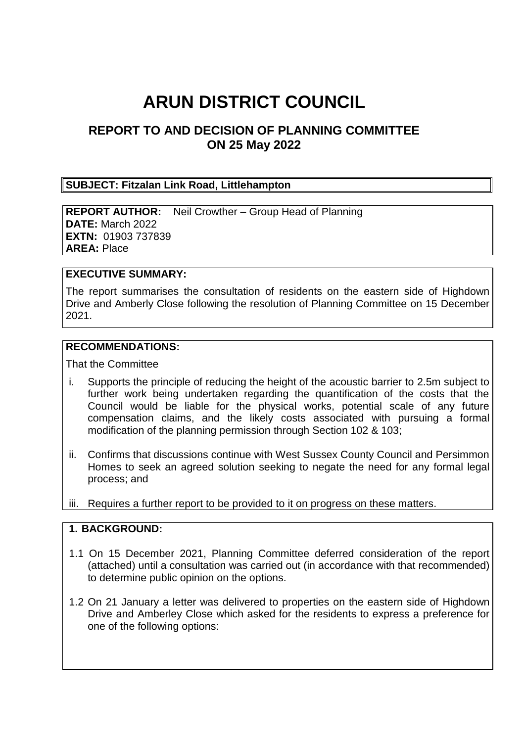# ARUN DISTRICT COUNCIL

## REPORT TO AND DECISION OF PLANNING COMMITTEE ON 25 May 2022

**SUBJECT: Fitzalan Link Road, Littlehampton**

**REPORT AUTHOR:** Neil Crowther – Group Head of Planning
**DATE:** March 2022
**EXTN:** 01903 737839
**AREA:** Place

**EXECUTIVE SUMMARY:**

The report summarises the consultation of residents on the eastern side of Highdown Drive and Amberly Close following the resolution of Planning Committee on 15 December 2021.

**RECOMMENDATIONS:**

That the Committee

i. Supports the principle of reducing the height of the acoustic barrier to 2.5m subject to further work being undertaken regarding the quantification of the costs that the Council would be liable for the physical works, potential scale of any future compensation claims, and the likely costs associated with pursuing a formal modification of the planning permission through Section 102 & 103;

ii. Confirms that discussions continue with West Sussex County Council and Persimmon Homes to seek an agreed solution seeking to negate the need for any formal legal process; and

iii. Requires a further report to be provided to it on progress on these matters.

**1. BACKGROUND:**

1.1 On 15 December 2021, Planning Committee deferred consideration of the report (attached) until a consultation was carried out (in accordance with that recommended) to determine public opinion on the options.

1.2 On 21 January a letter was delivered to properties on the eastern side of Highdown Drive and Amberley Close which asked for the residents to express a preference for one of the following options: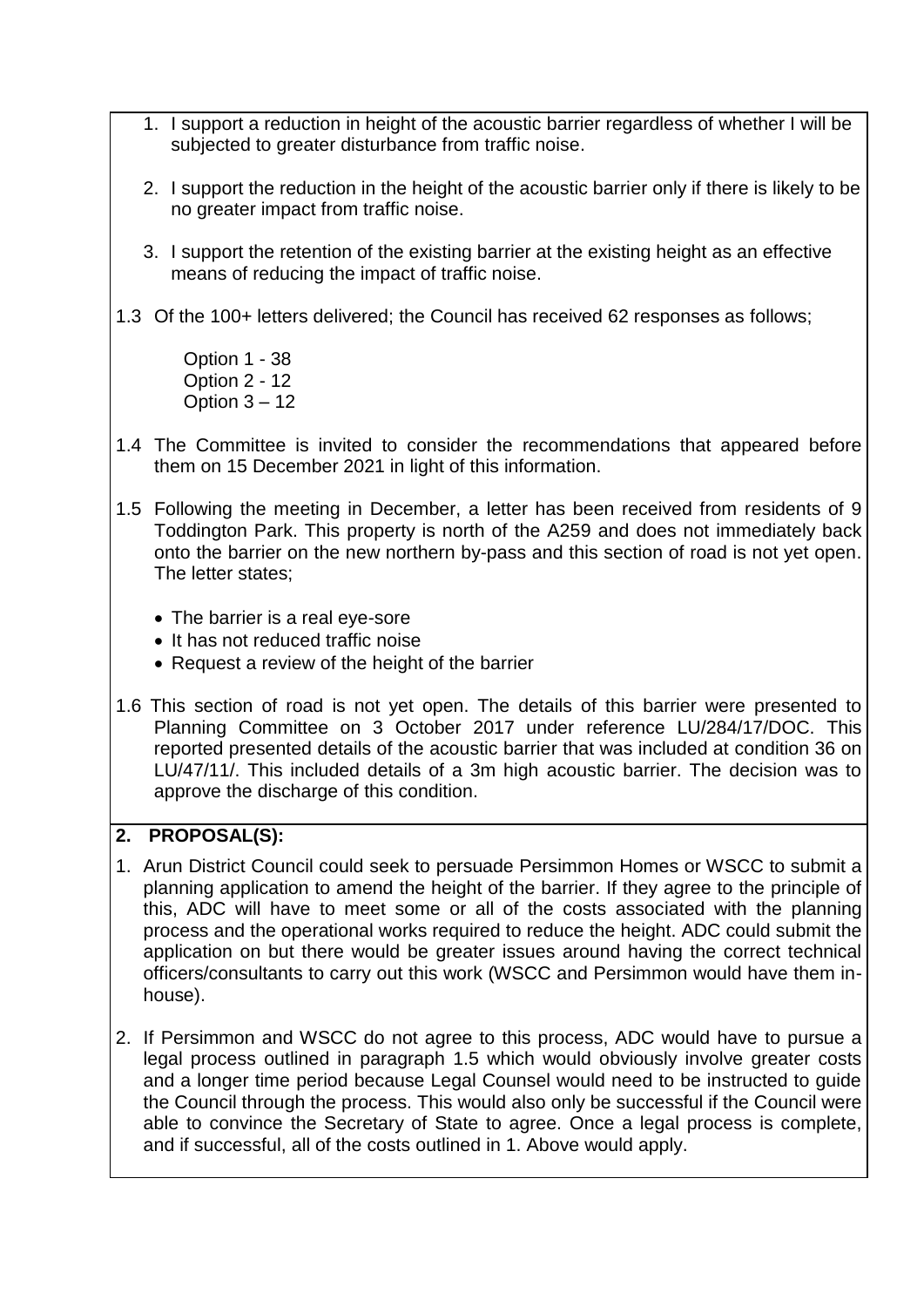1. I support a reduction in height of the acoustic barrier regardless of whether I will be subjected to greater disturbance from traffic noise.

2. I support the reduction in the height of the acoustic barrier only if there is likely to be no greater impact from traffic noise.

3. I support the retention of the existing barrier at the existing height as an effective means of reducing the impact of traffic noise.

1.3 Of the 100+ letters delivered; the Council has received 62 responses as follows;

Option 1 - 38
Option 2 - 12
Option 3 – 12

1.4 The Committee is invited to consider the recommendations that appeared before them on 15 December 2021 in light of this information.

1.5 Following the meeting in December, a letter has been received from residents of 9 Toddington Park. This property is north of the A259 and does not immediately back onto the barrier on the new northern by-pass and this section of road is not yet open. The letter states;

- The barrier is a real eye-sore
- It has not reduced traffic noise
- Request a review of the height of the barrier

1.6 This section of road is not yet open. The details of this barrier were presented to Planning Committee on 3 October 2017 under reference LU/284/17/DOC. This reported presented details of the acoustic barrier that was included at condition 36 on LU/47/11/. This included details of a 3m high acoustic barrier. The decision was to approve the discharge of this condition.

## 2. PROPOSAL(S):

1. Arun District Council could seek to persuade Persimmon Homes or WSCC to submit a planning application to amend the height of the barrier. If they agree to the principle of this, ADC will have to meet some or all of the costs associated with the planning process and the operational works required to reduce the height. ADC could submit the application on but there would be greater issues around having the correct technical officers/consultants to carry out this work (WSCC and Persimmon would have them in-house).

2. If Persimmon and WSCC do not agree to this process, ADC would have to pursue a legal process outlined in paragraph 1.5 which would obviously involve greater costs and a longer time period because Legal Counsel would need to be instructed to guide the Council through the process. This would also only be successful if the Council were able to convince the Secretary of State to agree. Once a legal process is complete, and if successful, all of the costs outlined in 1. Above would apply.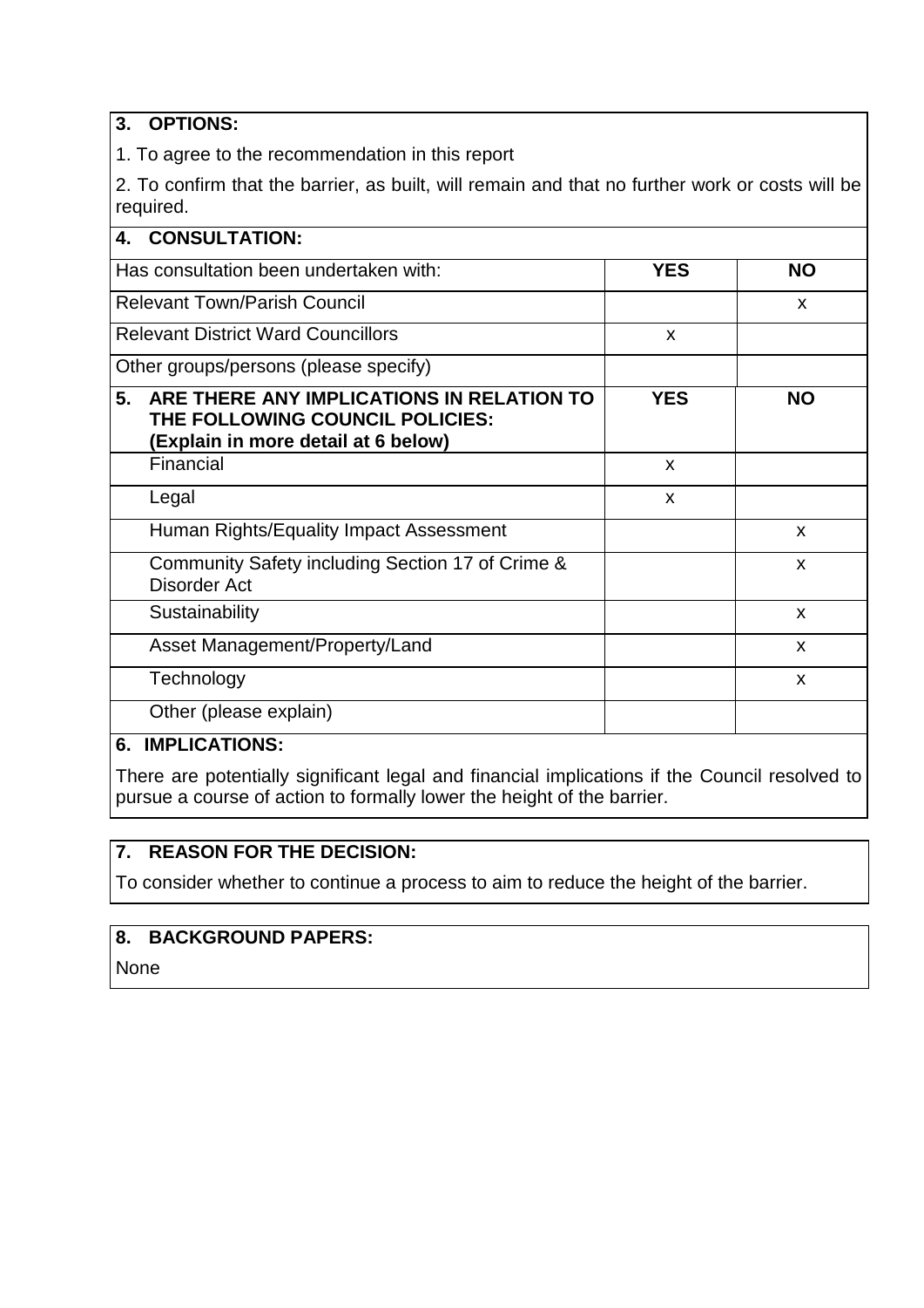## 3. OPTIONS:

1. To agree to the recommendation in this report

2. To confirm that the barrier, as built, will remain and that no further work or costs will be required.

## 4. CONSULTATION:

| Has consultation been undertaken with: | YES | NO |
|---|---|---|
| Relevant Town/Parish Council | | x |
| Relevant District Ward Councillors | x | |
| Other groups/persons (please specify) | | |

## 5. ARE THERE ANY IMPLICATIONS IN RELATION TO THE FOLLOWING COUNCIL POLICIES:

| (Explain in more detail at 6 below) | YES | NO |
|---|---|---|
| Financial | x | |
| Legal | x | |
| Human Rights/Equality Impact Assessment | | x |
| Community Safety including Section 17 of Crime & Disorder Act | | x |
| Sustainability | | x |
| Asset Management/Property/Land | | x |
| Technology | | x |
| Other (please explain) | | |

## 6. IMPLICATIONS:

There are potentially significant legal and financial implications if the Council resolved to pursue a course of action to formally lower the height of the barrier.

## 7. REASON FOR THE DECISION:

To consider whether to continue a process to aim to reduce the height of the barrier.

## 8. BACKGROUND PAPERS:

None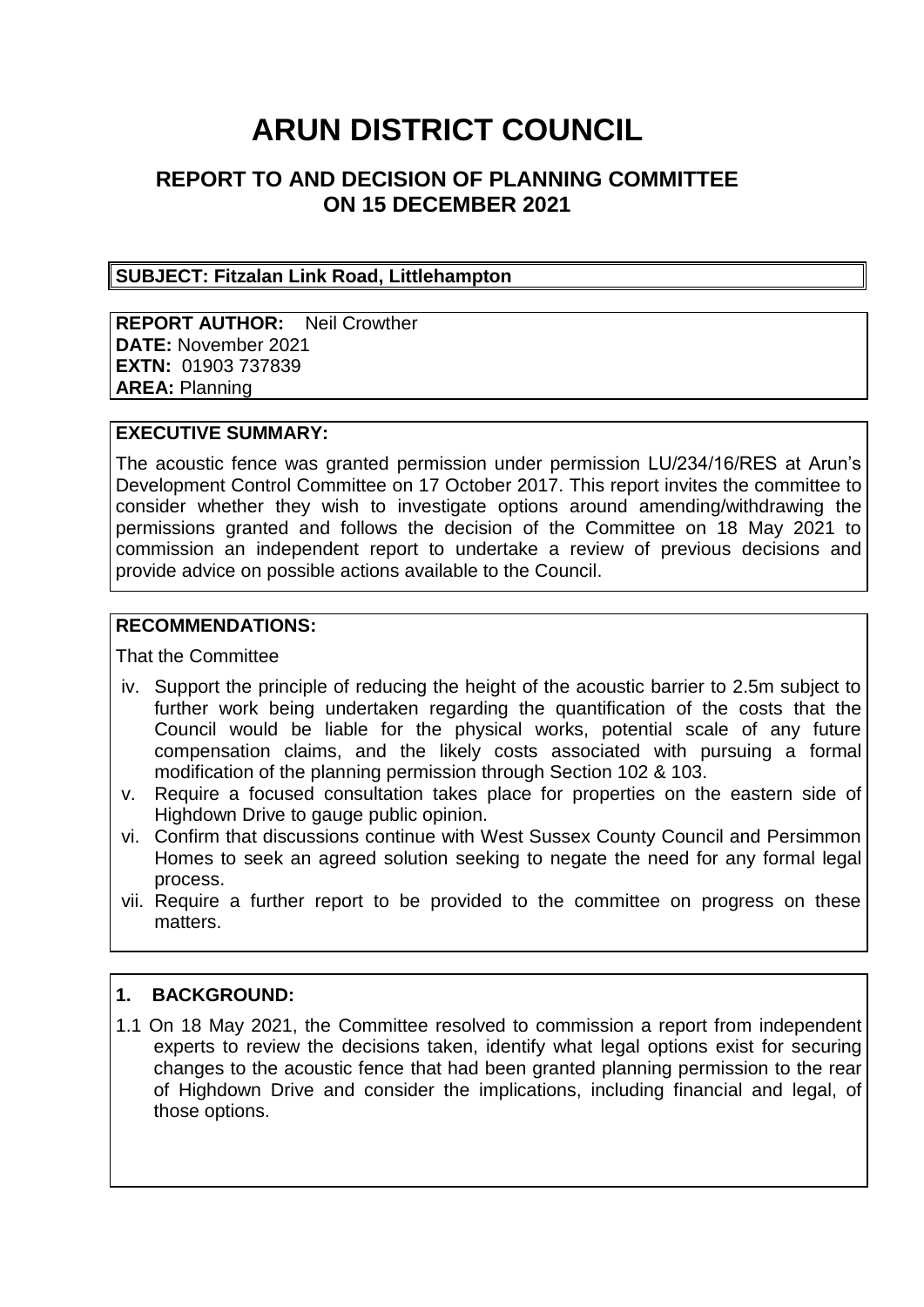# ARUN DISTRICT COUNCIL

## REPORT TO AND DECISION OF PLANNING COMMITTEE ON 15 DECEMBER 2021

**SUBJECT: Fitzalan Link Road, Littlehampton**

**REPORT AUTHOR:** Neil Crowther
**DATE:** November 2021
**EXTN:** 01903 737839
**AREA:** Planning

**EXECUTIVE SUMMARY:**

The acoustic fence was granted permission under permission LU/234/16/RES at Arun's Development Control Committee on 17 October 2017. This report invites the committee to consider whether they wish to investigate options around amending/withdrawing the permissions granted and follows the decision of the Committee on 18 May 2021 to commission an independent report to undertake a review of previous decisions and provide advice on possible actions available to the Council.

**RECOMMENDATIONS:**

That the Committee

iv. Support the principle of reducing the height of the acoustic barrier to 2.5m subject to further work being undertaken regarding the quantification of the costs that the Council would be liable for the physical works, potential scale of any future compensation claims, and the likely costs associated with pursuing a formal modification of the planning permission through Section 102 & 103.

v. Require a focused consultation takes place for properties on the eastern side of Highdown Drive to gauge public opinion.

vi. Confirm that discussions continue with West Sussex County Council and Persimmon Homes to seek an agreed solution seeking to negate the need for any formal legal process.

vii. Require a further report to be provided to the committee on progress on these matters.

**1. BACKGROUND:**

1.1 On 18 May 2021, the Committee resolved to commission a report from independent experts to review the decisions taken, identify what legal options exist for securing changes to the acoustic fence that had been granted planning permission to the rear of Highdown Drive and consider the implications, including financial and legal, of those options.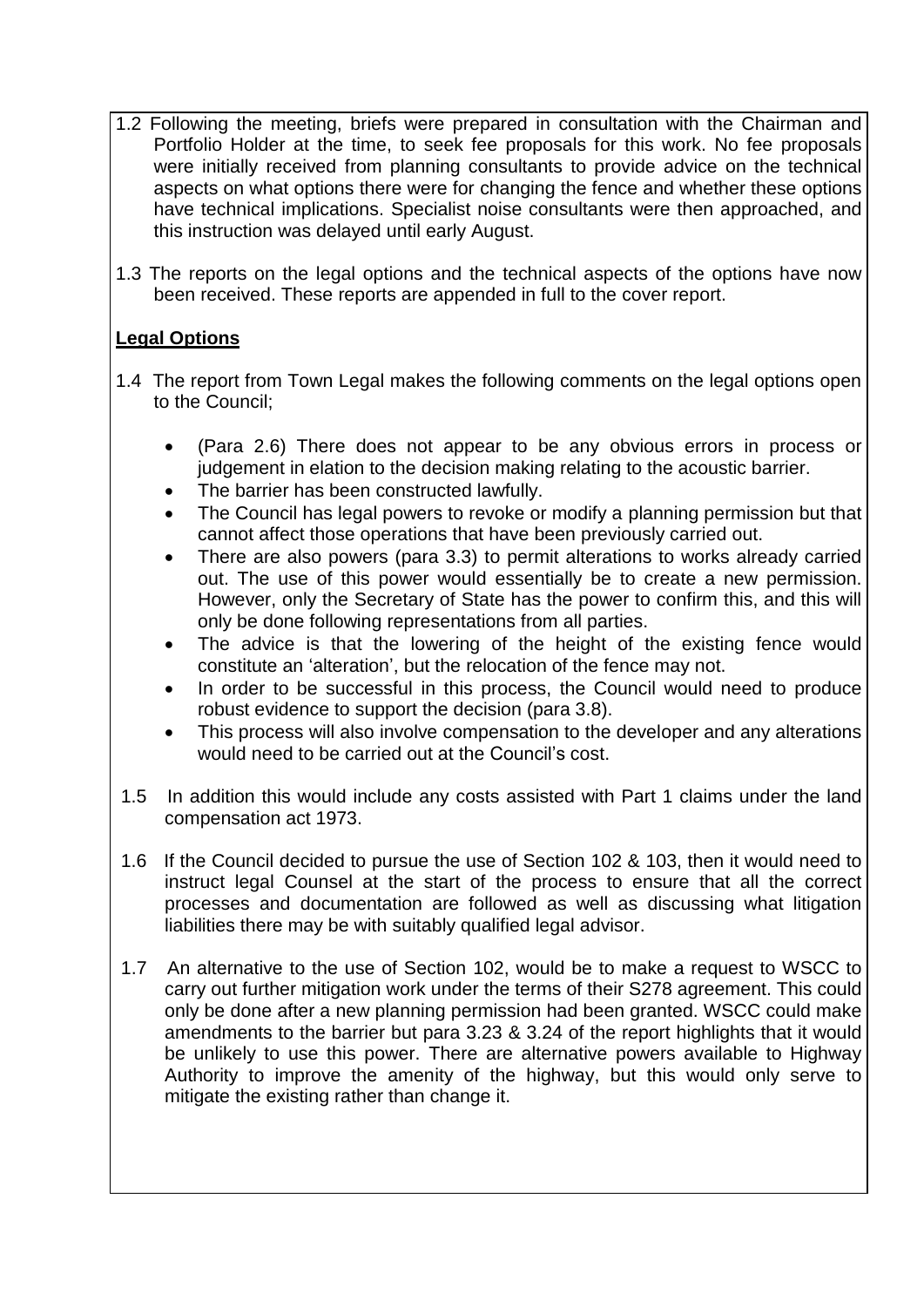1.2 Following the meeting, briefs were prepared in consultation with the Chairman and Portfolio Holder at the time, to seek fee proposals for this work. No fee proposals were initially received from planning consultants to provide advice on the technical aspects on what options there were for changing the fence and whether these options have technical implications. Specialist noise consultants were then approached, and this instruction was delayed until early August.

1.3 The reports on the legal options and the technical aspects of the options have now been received. These reports are appended in full to the cover report.

**Legal Options**

1.4 The report from Town Legal makes the following comments on the legal options open to the Council;

- (Para 2.6) There does not appear to be any obvious errors in process or judgement in elation to the decision making relating to the acoustic barrier.
- The barrier has been constructed lawfully.
- The Council has legal powers to revoke or modify a planning permission but that cannot affect those operations that have been previously carried out.
- There are also powers (para 3.3) to permit alterations to works already carried out. The use of this power would essentially be to create a new permission. However, only the Secretary of State has the power to confirm this, and this will only be done following representations from all parties.
- The advice is that the lowering of the height of the existing fence would constitute an 'alteration', but the relocation of the fence may not.
- In order to be successful in this process, the Council would need to produce robust evidence to support the decision (para 3.8).
- This process will also involve compensation to the developer and any alterations would need to be carried out at the Council's cost.

1.5 In addition this would include any costs assisted with Part 1 claims under the land compensation act 1973.

1.6 If the Council decided to pursue the use of Section 102 & 103, then it would need to instruct legal Counsel at the start of the process to ensure that all the correct processes and documentation are followed as well as discussing what litigation liabilities there may be with suitably qualified legal advisor.

1.7 An alternative to the use of Section 102, would be to make a request to WSCC to carry out further mitigation work under the terms of their S278 agreement. This could only be done after a new planning permission had been granted. WSCC could make amendments to the barrier but para 3.23 & 3.24 of the report highlights that it would be unlikely to use this power. There are alternative powers available to Highway Authority to improve the amenity of the highway, but this would only serve to mitigate the existing rather than change it.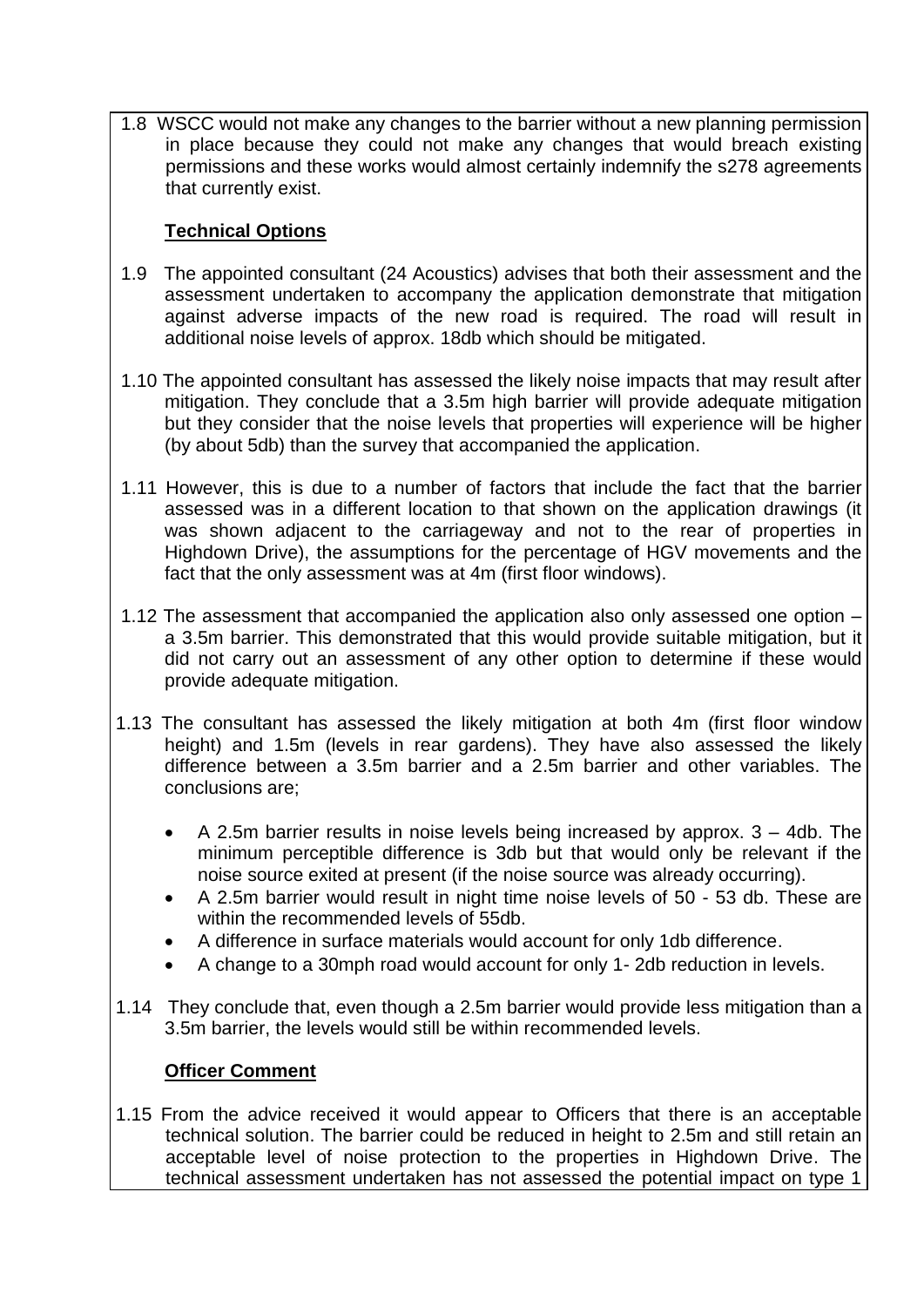1.8 WSCC would not make any changes to the barrier without a new planning permission in place because they could not make any changes that would breach existing permissions and these works would almost certainly indemnify the s278 agreements that currently exist.

**Technical Options**

1.9 The appointed consultant (24 Acoustics) advises that both their assessment and the assessment undertaken to accompany the application demonstrate that mitigation against adverse impacts of the new road is required. The road will result in additional noise levels of approx. 18db which should be mitigated.

1.10 The appointed consultant has assessed the likely noise impacts that may result after mitigation. They conclude that a 3.5m high barrier will provide adequate mitigation but they consider that the noise levels that properties will experience will be higher (by about 5db) than the survey that accompanied the application.

1.11 However, this is due to a number of factors that include the fact that the barrier assessed was in a different location to that shown on the application drawings (it was shown adjacent to the carriageway and not to the rear of properties in Highdown Drive), the assumptions for the percentage of HGV movements and the fact that the only assessment was at 4m (first floor windows).

1.12 The assessment that accompanied the application also only assessed one option – a 3.5m barrier. This demonstrated that this would provide suitable mitigation, but it did not carry out an assessment of any other option to determine if these would provide adequate mitigation.

1.13 The consultant has assessed the likely mitigation at both 4m (first floor window height) and 1.5m (levels in rear gardens). They have also assessed the likely difference between a 3.5m barrier and a 2.5m barrier and other variables. The conclusions are;

- A 2.5m barrier results in noise levels being increased by approx. 3 – 4db. The minimum perceptible difference is 3db but that would only be relevant if the noise source exited at present (if the noise source was already occurring).
- A 2.5m barrier would result in night time noise levels of 50 - 53 db. These are within the recommended levels of 55db.
- A difference in surface materials would account for only 1db difference.
- A change to a 30mph road would account for only 1- 2db reduction in levels.

1.14 They conclude that, even though a 2.5m barrier would provide less mitigation than a 3.5m barrier, the levels would still be within recommended levels.

**Officer Comment**

1.15 From the advice received it would appear to Officers that there is an acceptable technical solution. The barrier could be reduced in height to 2.5m and still retain an acceptable level of noise protection to the properties in Highdown Drive. The technical assessment undertaken has not assessed the potential impact on type 1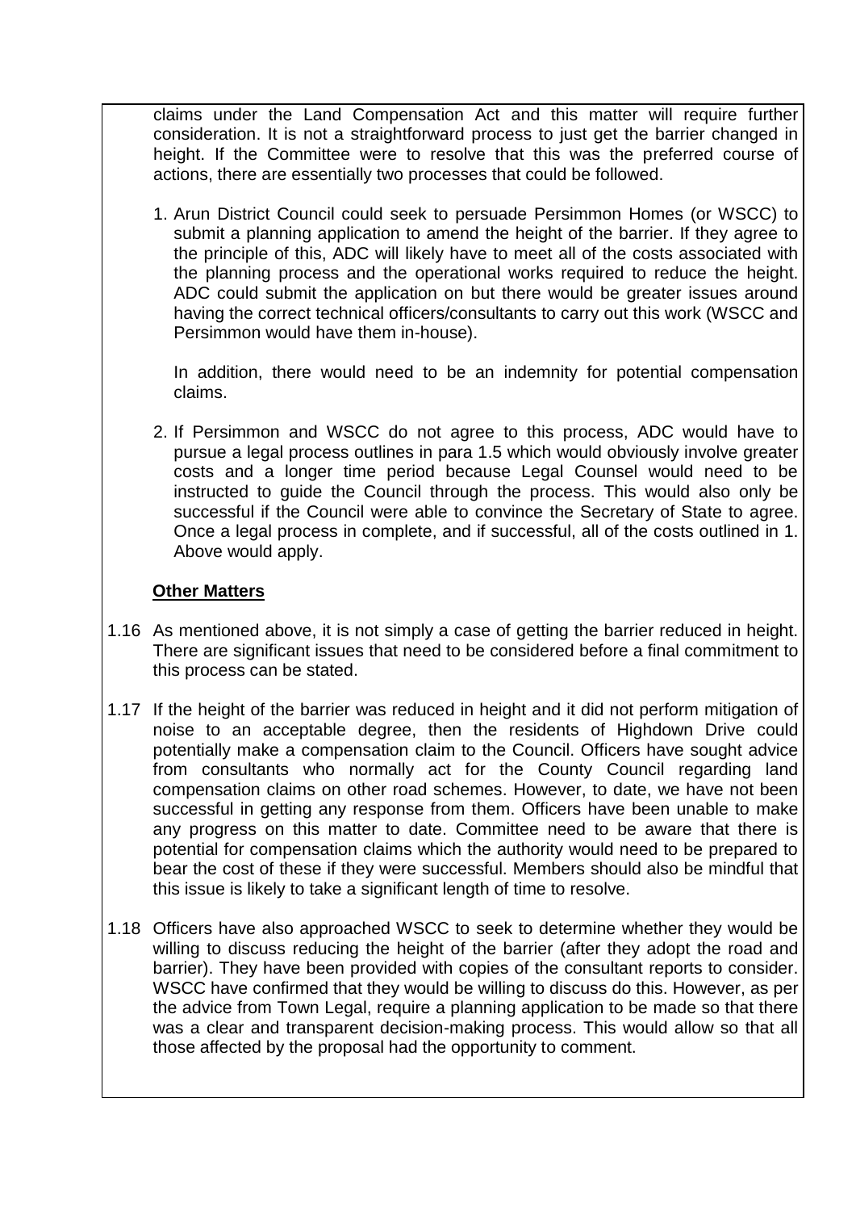claims under the Land Compensation Act and this matter will require further consideration. It is not a straightforward process to just get the barrier changed in height. If the Committee were to resolve that this was the preferred course of actions, there are essentially two processes that could be followed.

1. Arun District Council could seek to persuade Persimmon Homes (or WSCC) to submit a planning application to amend the height of the barrier. If they agree to the principle of this, ADC will likely have to meet all of the costs associated with the planning process and the operational works required to reduce the height. ADC could submit the application on but there would be greater issues around having the correct technical officers/consultants to carry out this work (WSCC and Persimmon would have them in-house).

   In addition, there would need to be an indemnity for potential compensation claims.

2. If Persimmon and WSCC do not agree to this process, ADC would have to pursue a legal process outlines in para 1.5 which would obviously involve greater costs and a longer time period because Legal Counsel would need to be instructed to guide the Council through the process. This would also only be successful if the Council were able to convince the Secretary of State to agree. Once a legal process in complete, and if successful, all of the costs outlined in 1. Above would apply.

**Other Matters**

1.16 As mentioned above, it is not simply a case of getting the barrier reduced in height. There are significant issues that need to be considered before a final commitment to this process can be stated.

1.17 If the height of the barrier was reduced in height and it did not perform mitigation of noise to an acceptable degree, then the residents of Highdown Drive could potentially make a compensation claim to the Council. Officers have sought advice from consultants who normally act for the County Council regarding land compensation claims on other road schemes. However, to date, we have not been successful in getting any response from them. Officers have been unable to make any progress on this matter to date. Committee need to be aware that there is potential for compensation claims which the authority would need to be prepared to bear the cost of these if they were successful. Members should also be mindful that this issue is likely to take a significant length of time to resolve.

1.18 Officers have also approached WSCC to seek to determine whether they would be willing to discuss reducing the height of the barrier (after they adopt the road and barrier). They have been provided with copies of the consultant reports to consider. WSCC have confirmed that they would be willing to discuss do this. However, as per the advice from Town Legal, require a planning application to be made so that there was a clear and transparent decision-making process. This would allow so that all those affected by the proposal had the opportunity to comment.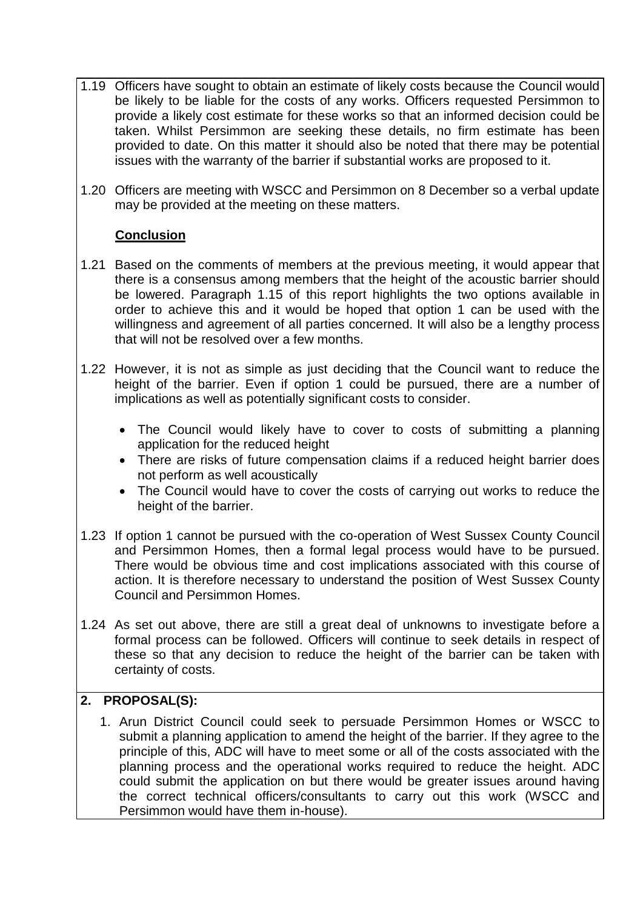1.19 Officers have sought to obtain an estimate of likely costs because the Council would be likely to be liable for the costs of any works. Officers requested Persimmon to provide a likely cost estimate for these works so that an informed decision could be taken. Whilst Persimmon are seeking these details, no firm estimate has been provided to date. On this matter it should also be noted that there may be potential issues with the warranty of the barrier if substantial works are proposed to it.

1.20 Officers are meeting with WSCC and Persimmon on 8 December so a verbal update may be provided at the meeting on these matters.

**Conclusion**

1.21 Based on the comments of members at the previous meeting, it would appear that there is a consensus among members that the height of the acoustic barrier should be lowered. Paragraph 1.15 of this report highlights the two options available in order to achieve this and it would be hoped that option 1 can be used with the willingness and agreement of all parties concerned. It will also be a lengthy process that will not be resolved over a few months.

1.22 However, it is not as simple as just deciding that the Council want to reduce the height of the barrier. Even if option 1 could be pursued, there are a number of implications as well as potentially significant costs to consider.

- The Council would likely have to cover to costs of submitting a planning application for the reduced height
- There are risks of future compensation claims if a reduced height barrier does not perform as well acoustically
- The Council would have to cover the costs of carrying out works to reduce the height of the barrier.

1.23 If option 1 cannot be pursued with the co-operation of West Sussex County Council and Persimmon Homes, then a formal legal process would have to be pursued. There would be obvious time and cost implications associated with this course of action. It is therefore necessary to understand the position of West Sussex County Council and Persimmon Homes.

1.24 As set out above, there are still a great deal of unknowns to investigate before a formal process can be followed. Officers will continue to seek details in respect of these so that any decision to reduce the height of the barrier can be taken with certainty of costs.

## 2. PROPOSAL(S):

1. Arun District Council could seek to persuade Persimmon Homes or WSCC to submit a planning application to amend the height of the barrier. If they agree to the principle of this, ADC will have to meet some or all of the costs associated with the planning process and the operational works required to reduce the height. ADC could submit the application on but there would be greater issues around having the correct technical officers/consultants to carry out this work (WSCC and Persimmon would have them in-house).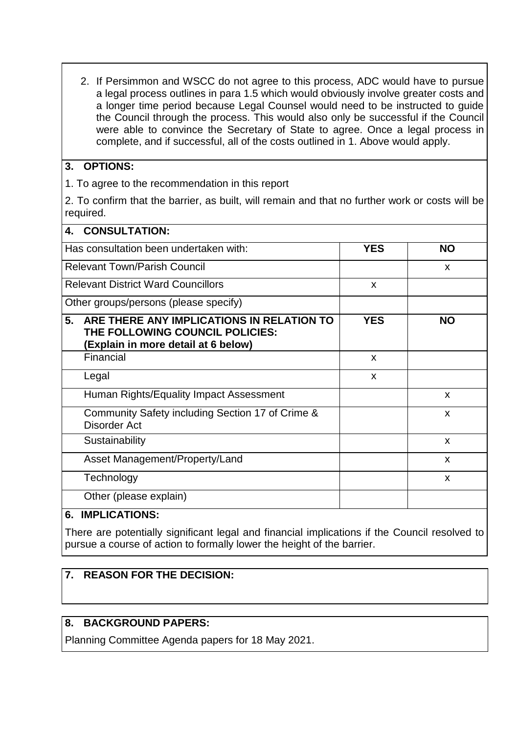2. If Persimmon and WSCC do not agree to this process, ADC would have to pursue a legal process outlines in para 1.5 which would obviously involve greater costs and a longer time period because Legal Counsel would need to be instructed to guide the Council through the process. This would also only be successful if the Council were able to convince the Secretary of State to agree. Once a legal process in complete, and if successful, all of the costs outlined in 1. Above would apply.

## 3. OPTIONS:

1. To agree to the recommendation in this report

2. To confirm that the barrier, as built, will remain and that no further work or costs will be required.

## 4. CONSULTATION:

| Has consultation been undertaken with: | YES | NO |
|---|---|---|
| Relevant Town/Parish Council | | x |
| Relevant District Ward Councillors | x | |
| Other groups/persons (please specify) | | |

| 5. ARE THERE ANY IMPLICATIONS IN RELATION TO THE FOLLOWING COUNCIL POLICIES: (Explain in more detail at 6 below) | YES | NO |
|---|---|---|
| Financial | x | |
| Legal | x | |
| Human Rights/Equality Impact Assessment | | x |
| Community Safety including Section 17 of Crime & Disorder Act | | x |
| Sustainability | | x |
| Asset Management/Property/Land | | x |
| Technology | | x |
| Other (please explain) | | |

## 6. IMPLICATIONS:

There are potentially significant legal and financial implications if the Council resolved to pursue a course of action to formally lower the height of the barrier.

## 7. REASON FOR THE DECISION:

## 8. BACKGROUND PAPERS:

Planning Committee Agenda papers for 18 May 2021.